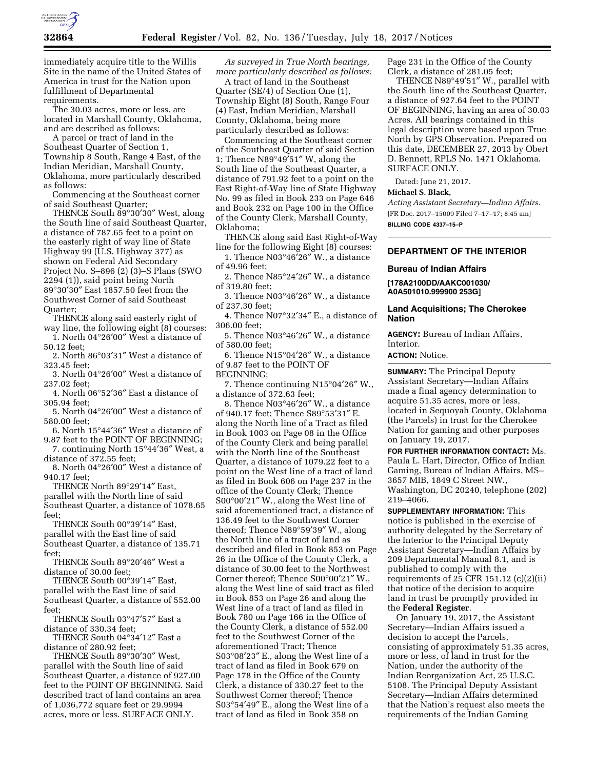immediately acquire title to the Willis Site in the name of the United States of America in trust for the Nation upon fulfillment of Departmental requirements.

The 30.03 acres, more or less, are located in Marshall County, Oklahoma, and are described as follows:

A parcel or tract of land in the Southeast Quarter of Section 1, Township 8 South, Range 4 East, of the Indian Meridian, Marshall County, Oklahoma, more particularly described as follows:

Commencing at the Southeast corner of said Southeast Quarter;

THENCE South 89°30′30″ West, along the South line of said Southeast Quarter, a distance of 787.65 feet to a point on the easterly right of way line of State Highway 99 (U.S. Highway 377) as shown on Federal Aid Secondary Project No. S–896 (2) (3)–S Plans (SWO 2294 (1)), said point being North 89°30′30″ East 1857.50 feet from the Southwest Corner of said Southeast Quarter;

THENCE along said easterly right of way line, the following eight (8) courses:

1. North 04°26′00″ West a distance of 50.12 feet;
2. North 86°03′31″ West a distance of 323.45 feet;
3. North 04°26′00″ West a distance of 237.02 feet;
4. North 06°52′36″ East a distance of 305.94 feet;
5. North 04°26′00″ West a distance of 580.00 feet;
6. North 15°44′36″ West a distance of 9.87 feet to the POINT OF BEGINNING;
7. continuing North 15°44′36″ West, a distance of 372.55 feet;
8. North 04°26′00″ West a distance of 940.17 feet;

THENCE North 89°29′14″ East, parallel with the North line of said Southeast Quarter, a distance of 1078.65 feet;

THENCE South 00°39′14″ East, parallel with the East line of said Southeast Quarter, a distance of 135.71 feet;

THENCE South 89°20′46″ West a distance of 30.00 feet;

THENCE South 00°39′14″ East, parallel with the East line of said Southeast Quarter, a distance of 552.00 feet;

THENCE South 03°47′57″ East a distance of 330.34 feet;

THENCE South 04°34′12″ East a distance of 280.92 feet;

THENCE South 89°30′30″ West, parallel with the South line of said Southeast Quarter, a distance of 927.00 feet to the POINT OF BEGINNING. Said described tract of land contains an area of 1,036,772 square feet or 29.9994 acres, more or less. SURFACE ONLY.

*As surveyed in True North bearings, more particularly described as follows:*

A tract of land in the Southeast Quarter (SE/4) of Section One (1), Township Eight (8) South, Range Four (4) East, Indian Meridian, Marshall County, Oklahoma, being more particularly described as follows:

Commencing at the Southeast corner of the Southeast Quarter of said Section 1; Thence N89°49′51″ W, along the South line of the Southeast Quarter, a distance of 791.92 feet to a point on the East Right-of-Way line of State Highway No. 99 as filed in Book 233 on Page 646 and Book 232 on Page 100 in the Office of the County Clerk, Marshall County, Oklahoma;

THENCE along said East Right-of-Way line for the following Eight (8) courses:

1. Thence N03°46′26″ W., a distance of 49.96 feet;
2. Thence N85°24′26″ W., a distance of 319.80 feet;
3. Thence N03°46′26″ W., a distance of 237.30 feet;
4. Thence N07°32′34″ E., a distance of 306.00 feet;
5. Thence N03°46′26″ W., a distance of 580.00 feet;
6. Thence N15°04′26″ W., a distance of 9.87 feet to the POINT OF BEGINNING;
7. Thence continuing N15°04′26″ W., a distance of 372.63 feet;
8. Thence N03°46′26″ W., a distance of 940.17 feet; Thence S89°53′31″ E. along the North line of a Tract as filed in Book 1003 on Page 08 in the Office of the County Clerk and being parallel with the North line of the Southeast Quarter, a distance of 1079.22 feet to a point on the West line of a tract of land as filed in Book 606 on Page 237 in the office of the County Clerk; Thence S00°00′21″ W., along the West line of said aforementioned tract, a distance of 136.49 feet to the Southwest Corner thereof; Thence N89°59′39″ W., along the North line of a tract of land as described and filed in Book 853 on Page 26 in the Office of the County Clerk, a distance of 30.00 feet to the Northwest Corner thereof; Thence S00°00′21″ W., along the West line of said tract as filed in Book 853 on Page 26 and along the West line of a tract of land as filed in Book 780 on Page 166 in the Office of the County Clerk, a distance of 552.00 feet to the Southwest Corner of the aforementioned Tract; Thence S03°08′23″ E., along the West line of a tract of land as filed in Book 679 on Page 178 in the Office of the County Clerk, a distance of 330.27 feet to the Southwest Corner thereof; Thence S03°54′49″ E., along the West line of a tract of land as filed in Book 358 on Page 231 in the Office of the County Clerk, a distance of 281.05 feet;

THENCE N89°49′51″ W., parallel with the South line of the Southeast Quarter, a distance of 927.64 feet to the POINT OF BEGINNING, having an area of 30.03 Acres. All bearings contained in this legal description were based upon True North by GPS Observation. Prepared on this date, DECEMBER 27, 2013 by Obert D. Bennett, RPLS No. 1471 Oklahoma. SURFACE ONLY.

Dated: June 21, 2017.

**Michael S. Black,**

*Acting Assistant Secretary—Indian Affairs.*

[FR Doc. 2017–15009 Filed 7–17–17; 8:45 am]

**BILLING CODE 4337–15–P**

---

## DEPARTMENT OF THE INTERIOR

### Bureau of Indian Affairs

**[178A2100DD/AAKC001030/A0A501010.999900 253G]**

### Land Acquisitions; The Cherokee Nation

**AGENCY:** Bureau of Indian Affairs, Interior.

**ACTION:** Notice.

**SUMMARY:** The Principal Deputy Assistant Secretary—Indian Affairs made a final agency determination to acquire 51.35 acres, more or less, located in Sequoyah County, Oklahoma (the Parcels) in trust for the Cherokee Nation for gaming and other purposes on January 19, 2017.

**FOR FURTHER INFORMATION CONTACT:** Ms. Paula L. Hart, Director, Office of Indian Gaming, Bureau of Indian Affairs, MS–3657 MIB, 1849 C Street NW., Washington, DC 20240, telephone (202) 219–4066.

**SUPPLEMENTARY INFORMATION:** This notice is published in the exercise of authority delegated by the Secretary of the Interior to the Principal Deputy Assistant Secretary—Indian Affairs by 209 Departmental Manual 8.1, and is published to comply with the requirements of 25 CFR 151.12 (c)(2)(ii) that notice of the decision to acquire land in trust be promptly provided in the **Federal Register**.

On January 19, 2017, the Assistant Secretary—Indian Affairs issued a decision to accept the Parcels, consisting of approximately 51.35 acres, more or less, of land in trust for the Nation, under the authority of the Indian Reorganization Act, 25 U.S.C. 5108. The Principal Deputy Assistant Secretary—Indian Affairs determined that the Nation's request also meets the requirements of the Indian Gaming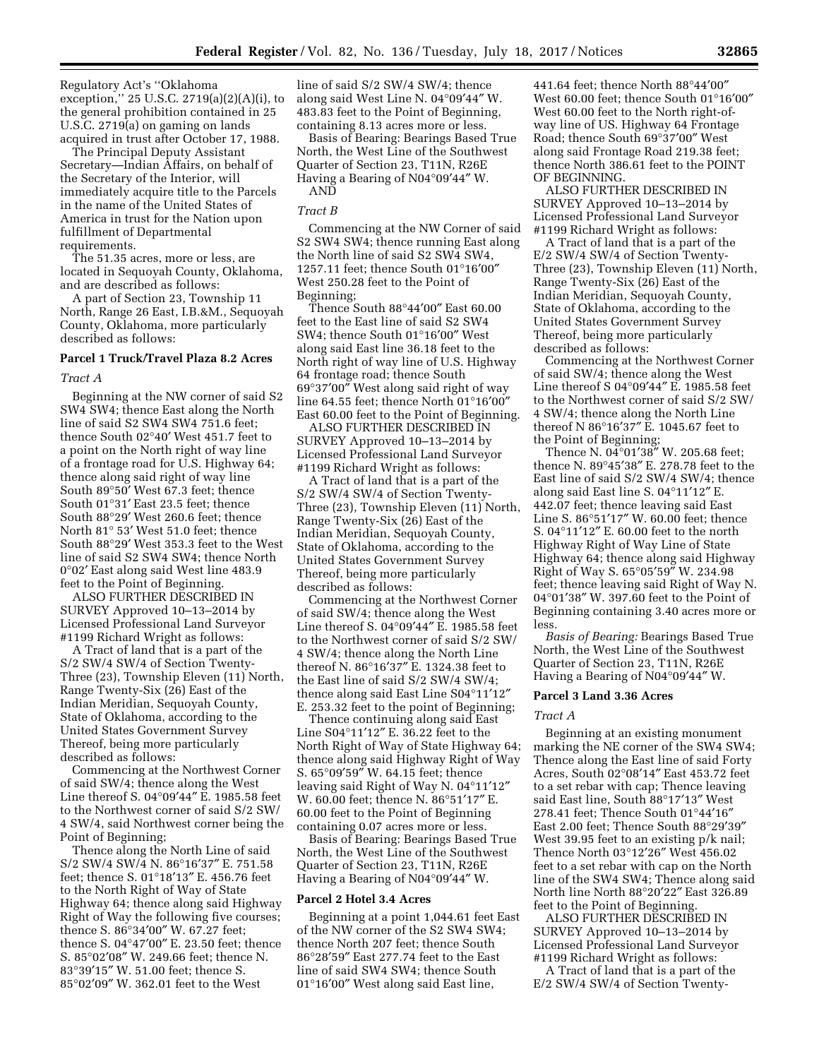Regulatory Act's ''Oklahoma exception,'' 25 U.S.C. 2719(a)(2)(A)(i), to the general prohibition contained in 25 U.S.C. 2719(a) on gaming on lands acquired in trust after October 17, 1988.

The Principal Deputy Assistant Secretary—Indian Affairs, on behalf of the Secretary of the Interior, will immediately acquire title to the Parcels in the name of the United States of America in trust for the Nation upon fulfillment of Departmental requirements.

The 51.35 acres, more or less, are located in Sequoyah County, Oklahoma, and are described as follows:

A part of Section 23, Township 11 North, Range 26 East, I.B.&M., Sequoyah County, Oklahoma, more particularly described as follows:

**Parcel 1 Truck/Travel Plaza 8.2 Acres**

*Tract A*

Beginning at the NW corner of said S2 SW4 SW4; thence East along the North line of said S2 SW4 SW4 751.6 feet; thence South 02°40′ West 451.7 feet to a point on the North right of way line of a frontage road for U.S. Highway 64; thence along said right of way line South 89°50′ West 67.3 feet; thence South 01°31′ East 23.5 feet; thence South 88°29′ West 260.6 feet; thence North 81° 53′ West 51.0 feet; thence South 88°29′ West 353.3 feet to the West line of said S2 SW4 SW4; thence North 0°02′ East along said West line 483.9 feet to the Point of Beginning.

ALSO FURTHER DESCRIBED IN SURVEY Approved 10–13–2014 by Licensed Professional Land Surveyor #1199 Richard Wright as follows:

A Tract of land that is a part of the S/2 SW/4 SW/4 of Section Twenty-Three (23), Township Eleven (11) North, Range Twenty-Six (26) East of the Indian Meridian, Sequoyah County, State of Oklahoma, according to the United States Government Survey Thereof, being more particularly described as follows:

Commencing at the Northwest Corner of said SW/4; thence along the West Line thereof S. 04°09′44″ E. 1985.58 feet to the Northwest corner of said S/2 SW/4 SW/4, said Northwest corner being the Point of Beginning;

Thence along the North Line of said S/2 SW/4 SW/4 N. 86°16′37″ E. 751.58 feet; thence S. 01°18′13″ E. 456.76 feet to the North Right of Way of State Highway 64; thence along said Highway Right of Way the following five courses; thence S. 86°34′00″ W. 67.27 feet; thence S. 04°47′00″ E. 23.50 feet; thence S. 85°02′08″ W. 249.66 feet; thence N. 83°39′15″ W. 51.00 feet; thence S. 85°02′09″ W. 362.01 feet to the West line of said S/2 SW/4 SW/4; thence along said West Line N. 04°09′44″ W. 483.83 feet to the Point of Beginning, containing 8.13 acres more or less.

Basis of Bearing: Bearings Based True North, the West Line of the Southwest Quarter of Section 23, T11N, R26E Having a Bearing of N04°09′44″ W.

AND

*Tract B*

Commencing at the NW Corner of said S2 SW4 SW4; thence running East along the North line of said S2 SW4 SW4, 1257.11 feet; thence South 01°16′00″ West 250.28 feet to the Point of Beginning;

Thence South 88°44′00″ East 60.00 feet to the East line of said S2 SW4 SW4; thence South 01°16′00″ West along said East line 36.18 feet to the North right of way line of U.S. Highway 64 frontage road; thence South 69°37′00″ West along said right of way line 64.55 feet; thence North 01°16′00″ East 60.00 feet to the Point of Beginning.

ALSO FURTHER DESCRIBED IN SURVEY Approved 10–13–2014 by Licensed Professional Land Surveyor #1199 Richard Wright as follows:

A Tract of land that is a part of the S/2 SW/4 SW/4 of Section Twenty-Three (23), Township Eleven (11) North, Range Twenty-Six (26) East of the Indian Meridian, Sequoyah County, State of Oklahoma, according to the United States Government Survey Thereof, being more particularly described as follows:

Commencing at the Northwest Corner of said SW/4; thence along the West Line thereof S. 04°09′44″ E. 1985.58 feet to the Northwest corner of said S/2 SW/4 SW/4; thence along the North Line thereof N. 86°16′37″ E. 1324.38 feet to the East line of said S/2 SW/4 SW/4; thence along said East Line S04°11′12″ E. 253.32 feet to the point of Beginning;

Thence continuing along said East Line S04°11′12″ E. 36.22 feet to the North Right of Way of State Highway 64; thence along said Highway Right of Way S. 65°09′59″ W. 64.15 feet; thence leaving said Right of Way N. 04°11′12″ W. 60.00 feet; thence N. 86°51′17″ E. 60.00 feet to the Point of Beginning containing 0.07 acres more or less.

Basis of Bearing: Bearings Based True North, the West Line of the Southwest Quarter of Section 23, T11N, R26E Having a Bearing of N04°09′44″ W.

**Parcel 2 Hotel 3.4 Acres**

Beginning at a point 1,044.61 feet East of the NW corner of the S2 SW4 SW4; thence North 207 feet; thence South 86°28′59″ East 277.74 feet to the East line of said SW4 SW4; thence South 01°16′00″ West along said East line, 441.64 feet; thence North 88°44′00″ West 60.00 feet; thence South 01°16′00″ West 60.00 feet to the North right-of-way line of US. Highway 64 Frontage Road; thence South 69°37′00″ West along said Frontage Road 219.38 feet; thence North 386.61 feet to the POINT OF BEGINNING.

ALSO FURTHER DESCRIBED IN SURVEY Approved 10–13–2014 by Licensed Professional Land Surveyor #1199 Richard Wright as follows:

A Tract of land that is a part of the E/2 SW/4 SW/4 of Section Twenty-Three (23), Township Eleven (11) North, Range Twenty-Six (26) East of the Indian Meridian, Sequoyah County, State of Oklahoma, according to the United States Government Survey Thereof, being more particularly described as follows:

Commencing at the Northwest Corner of said SW/4; thence along the West Line thereof S 04°09′44″ E. 1985.58 feet to the Northwest corner of said S/2 SW/4 SW/4; thence along the North Line thereof N 86°16′37″ E. 1045.67 feet to the Point of Beginning;

Thence N. 04°01′38″ W. 205.68 feet; thence N. 89°45′38″ E. 278.78 feet to the East line of said S/2 SW/4 SW/4; thence along said East line S. 04°11′12″ E. 442.07 feet; thence leaving said East Line S. 86°51′17″ W. 60.00 feet; thence S. 04°11′12″ E. 60.00 feet to the north Highway Right of Way Line of State Highway 64; thence along said Highway Right of Way S. 65°05′59″ W. 234.98 feet; thence leaving said Right of Way N. 04°01′38″ W. 397.60 feet to the Point of Beginning containing 3.40 acres more or less.

*Basis of Bearing:* Bearings Based True North, the West Line of the Southwest Quarter of Section 23, T11N, R26E Having a Bearing of N04°09′44″ W.

**Parcel 3 Land 3.36 Acres**

*Tract A*

Beginning at an existing monument marking the NE corner of the SW4 SW4; Thence along the East line of said Forty Acres, South 02°08′14″ East 453.72 feet to a set rebar with cap; Thence leaving said East line, South 88°17′13″ West 278.41 feet; Thence South 01°44′16″ East 2.00 feet; Thence South 88°29′39″ West 39.95 feet to an existing p/k nail; Thence North 03°12′26″ West 456.02 feet to a set rebar with cap on the North line of the SW4 SW4; Thence along said North line North 88°20′22″ East 326.89 feet to the Point of Beginning.

ALSO FURTHER DESCRIBED IN SURVEY Approved 10–13–2014 by Licensed Professional Land Surveyor #1199 Richard Wright as follows:

A Tract of land that is a part of the E/2 SW/4 SW/4 of Section Twenty-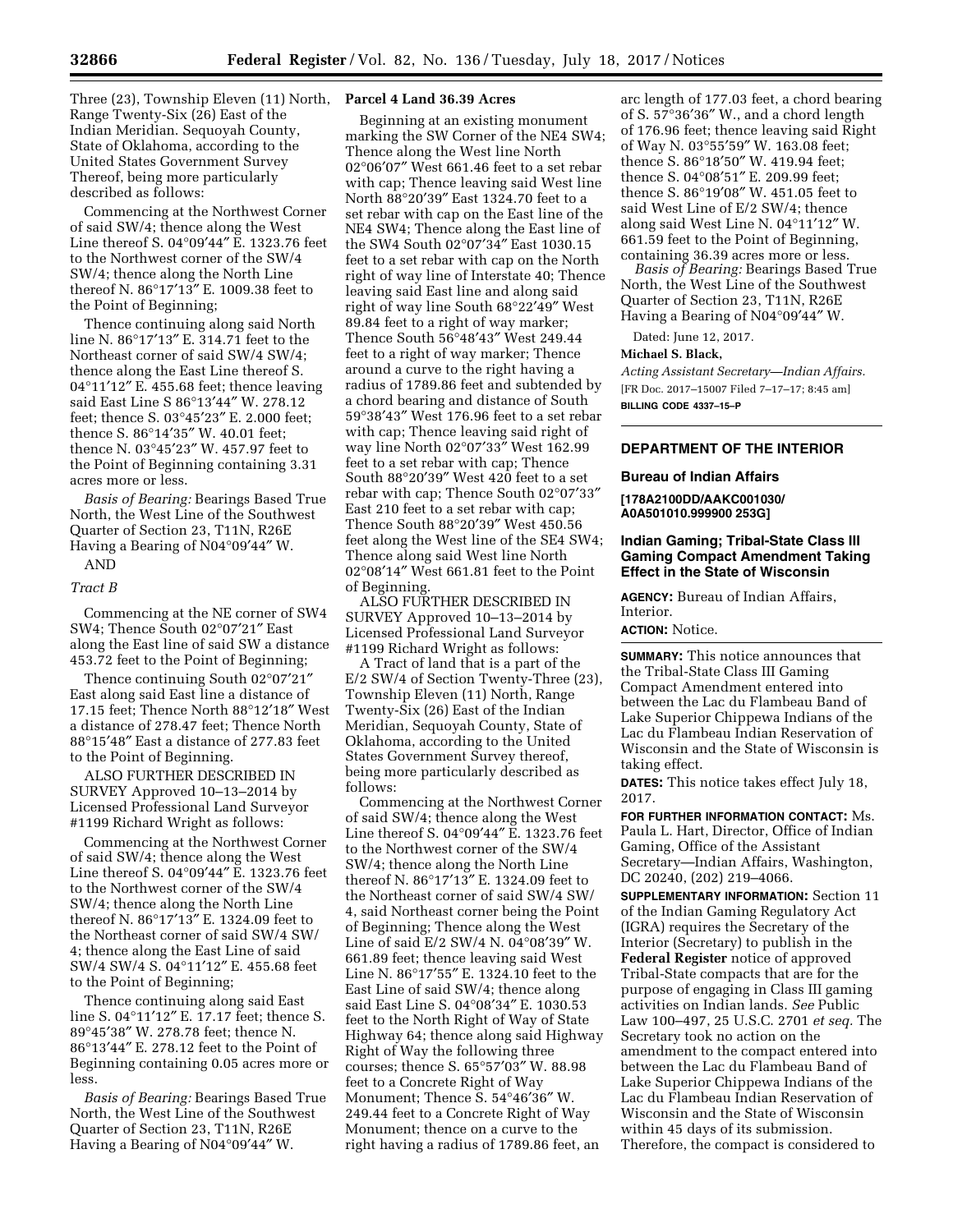Three (23), Township Eleven (11) North, Range Twenty-Six (26) East of the Indian Meridian. Sequoyah County, State of Oklahoma, according to the United States Government Survey Thereof, being more particularly described as follows:

Commencing at the Northwest Corner of said SW/4; thence along the West Line thereof S. 04°09′44″ E. 1323.76 feet to the Northwest corner of the SW/4 SW/4; thence along the North Line thereof N. 86°17′13″ E. 1009.38 feet to the Point of Beginning;

Thence continuing along said North line N. 86°17′13″ E. 314.71 feet to the Northeast corner of said SW/4 SW/4; thence along the East Line thereof S. 04°11′12″ E. 455.68 feet; thence leaving said East Line S 86°13′44″ W. 278.12 feet; thence S. 03°45′23″ E. 2.000 feet; thence S. 86°14′35″ W. 40.01 feet; thence N. 03°45′23″ W. 457.97 feet to the Point of Beginning containing 3.31 acres more or less.

*Basis of Bearing:* Bearings Based True North, the West Line of the Southwest Quarter of Section 23, T11N, R26E Having a Bearing of N04°09′44″ W.

AND

*Tract B*

Commencing at the NE corner of SW4 SW4; Thence South 02°07′21″ East along the East line of said SW a distance 453.72 feet to the Point of Beginning;

Thence continuing South 02°07′21″ East along said East line a distance of 17.15 feet; Thence North 88°12′18″ West a distance of 278.47 feet; Thence North 88°15′48″ East a distance of 277.83 feet to the Point of Beginning.

ALSO FURTHER DESCRIBED IN SURVEY Approved 10–13–2014 by Licensed Professional Land Surveyor #1199 Richard Wright as follows:

Commencing at the Northwest Corner of said SW/4; thence along the West Line thereof S. 04°09′44″ E. 1323.76 feet to the Northwest corner of the SW/4 SW/4; thence along the North Line thereof N. 86°17′13″ E. 1324.09 feet to the Northeast corner of said SW/4 SW/4; thence along the East Line of said SW/4 SW/4 S. 04°11′12″ E. 455.68 feet to the Point of Beginning;

Thence continuing along said East line S. 04°11′12″ E. 17.17 feet; thence S. 89°45′38″ W. 278.78 feet; thence N. 86°13′44″ E. 278.12 feet to the Point of Beginning containing 0.05 acres more or less.

*Basis of Bearing:* Bearings Based True North, the West Line of the Southwest Quarter of Section 23, T11N, R26E Having a Bearing of N04°09′44″ W.

**Parcel 4 Land 36.39 Acres**

Beginning at an existing monument marking the SW Corner of the NE4 SW4; Thence along the West line North 02°06′07″ West 661.46 feet to a set rebar with cap; Thence leaving said West line North 88°20′39″ East 1324.70 feet to a set rebar with cap on the East line of the NE4 SW4; Thence along the East line of the SW4 South 02°07′34″ East 1030.15 feet to a set rebar with cap on the North right of way line of Interstate 40; Thence leaving said East line and along said right of way line South 68°22′49″ West 89.84 feet to a right of way marker; Thence South 56°48′43″ West 249.44 feet to a right of way marker; Thence around a curve to the right having a radius of 1789.86 feet and subtended by a chord bearing and distance of South 59°38′43″ West 176.96 feet to a set rebar with cap; Thence leaving said right of way line North 02°07′33″ West 162.99 feet to a set rebar with cap; Thence South 88°20′39″ West 420 feet to a set rebar with cap; Thence South 02°07′33″ East 210 feet to a set rebar with cap; Thence South 88°20′39″ West 450.56 feet along the West line of the SE4 SW4; Thence along said West line North 02°08′14″ West 661.81 feet to the Point of Beginning.

ALSO FURTHER DESCRIBED IN SURVEY Approved 10–13–2014 by Licensed Professional Land Surveyor #1199 Richard Wright as follows:

A Tract of land that is a part of the E/2 SW/4 of Section Twenty-Three (23), Township Eleven (11) North, Range Twenty-Six (26) East of the Indian Meridian, Sequoyah County, State of Oklahoma, according to the United States Government Survey thereof, being more particularly described as follows:

Commencing at the Northwest Corner of said SW/4; thence along the West Line thereof S. 04°09′44″ E. 1323.76 feet to the Northwest corner of the SW/4 SW/4; thence along the North Line thereof N. 86°17′13″ E. 1324.09 feet to the Northeast corner of said SW/4 SW/4, said Northeast corner being the Point of Beginning; thence along the West Line of said E/2 SW/4 N. 04°08′39″ W. 661.89 feet; thence leaving said West Line N. 86°17′55″ E. 1324.10 feet to the East Line of said SW/4; thence along said East Line S. 04°08′34″ E. 1030.53 feet to the North Right of Way of State Highway 64; thence along said Highway Right of Way the following three courses; thence S. 65°57′03″ W. 88.98 feet to a Concrete Right of Way Monument; Thence S. 54°46′36″ W. 249.44 feet to a Concrete Right of Way Monument; thence on a curve to the right having a radius of 1789.86 feet, an arc length of 177.03 feet, a chord bearing of S. 57°36′36″ W., and a chord length of 176.96 feet; thence leaving said Right of Way N. 03°55′59″ W. 163.08 feet; thence S. 86°18′50″ W. 419.94 feet; thence S. 04°08′51″ E. 209.99 feet; thence S. 86°19′08″ W. 451.05 feet to said West Line of E/2 SW/4; thence along said West Line N. 04°11′12″ W. 661.59 feet to the Point of Beginning, containing 36.39 acres more or less.

*Basis of Bearing:* Bearings Based True North, the West Line of the Southwest Quarter of Section 23, T11N, R26E Having a Bearing of N04°09′44″ W.

Dated: June 12, 2017.

**Michael S. Black,**

*Acting Assistant Secretary—Indian Affairs.*

[FR Doc. 2017–15007 Filed 7–17–17; 8:45 am]

**BILLING CODE 4337–15–P**

---

## DEPARTMENT OF THE INTERIOR

### Bureau of Indian Affairs

**[178A2100DD/AAKC001030/A0A501010.999900 253G]**

### Indian Gaming; Tribal-State Class III Gaming Compact Amendment Taking Effect in the State of Wisconsin

**AGENCY:** Bureau of Indian Affairs, Interior.

**ACTION:** Notice.

**SUMMARY:** This notice announces that the Tribal-State Class III Gaming Compact Amendment entered into between the Lac du Flambeau Band of Lake Superior Chippewa Indians of the Lac du Flambeau Indian Reservation of Wisconsin and the State of Wisconsin is taking effect.

**DATES:** This notice takes effect July 18, 2017.

**FOR FURTHER INFORMATION CONTACT:** Ms. Paula L. Hart, Director, Office of Indian Gaming, Office of the Assistant Secretary—Indian Affairs, Washington, DC 20240, (202) 219–4066.

**SUPPLEMENTARY INFORMATION:** Section 11 of the Indian Gaming Regulatory Act (IGRA) requires the Secretary of the Interior (Secretary) to publish in the **Federal Register** notice of approved Tribal-State compacts that are for the purpose of engaging in Class III gaming activities on Indian lands. *See* Public Law 100–497, 25 U.S.C. 2701 *et seq.* The Secretary took no action on the amendment to the compact entered into between the Lac du Flambeau Band of Lake Superior Chippewa Indians of the Lac du Flambeau Indian Reservation of Wisconsin and the State of Wisconsin within 45 days of its submission. Therefore, the compact is considered to